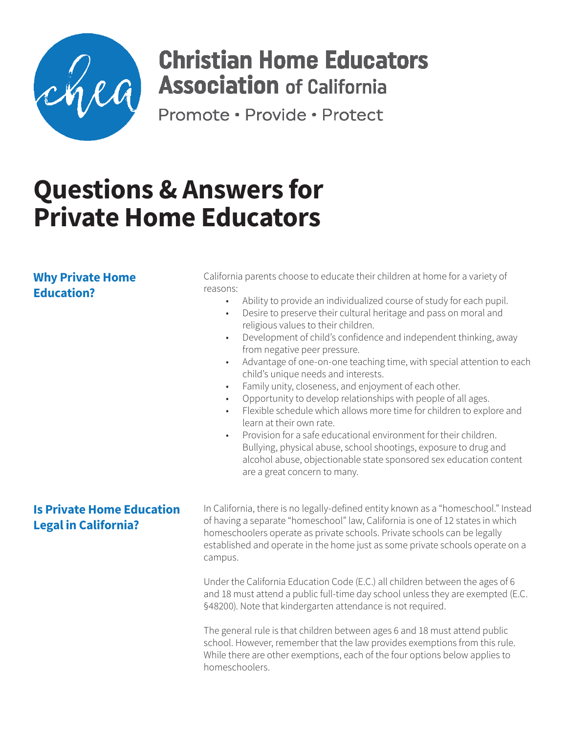**Christian Home Educators Association** of California

Promote • Provide • Protect

# Questions & Answers for Private Home Educators

## Why Private Home Education?

California parents choose to educate their children at home for a variety of reasons:

- Ability to provide an individualized course of study for each pupil.
- Desire to preserve their cultural heritage and pass on moral and religious values to their children.
- Development of child's confidence and independent thinking, away from negative peer pressure.
- Advantage of one-on-one teaching time, with special attention to each child's unique needs and interests.
- Family unity, closeness, and enjoyment of each other.
- Opportunity to develop relationships with people of all ages.
- Flexible schedule which allows more time for children to explore and learn at their own rate.
- Provision for a safe educational environment for their children. Bullying, physical abuse, school shootings, exposure to drug and alcohol abuse, objectionable state sponsored sex education content are a great concern to many.

## Is Private Home Education Legal in California?

In California, there is no legally-defined entity known as a "homeschool." Instead of having a separate "homeschool" law, California is one of 12 states in which homeschoolers operate as private schools. Private schools can be legally established and operate in the home just as some private schools operate on a campus.

Under the California Education Code (E.C.) all children between the ages of 6 and 18 must attend a public full-time day school unless they are exempted (E.C. §48200). Note that kindergarten attendance is not required.

The general rule is that children between ages 6 and 18 must attend public school. However, remember that the law provides exemptions from this rule. While there are other exemptions, each of the four options below applies to homeschoolers.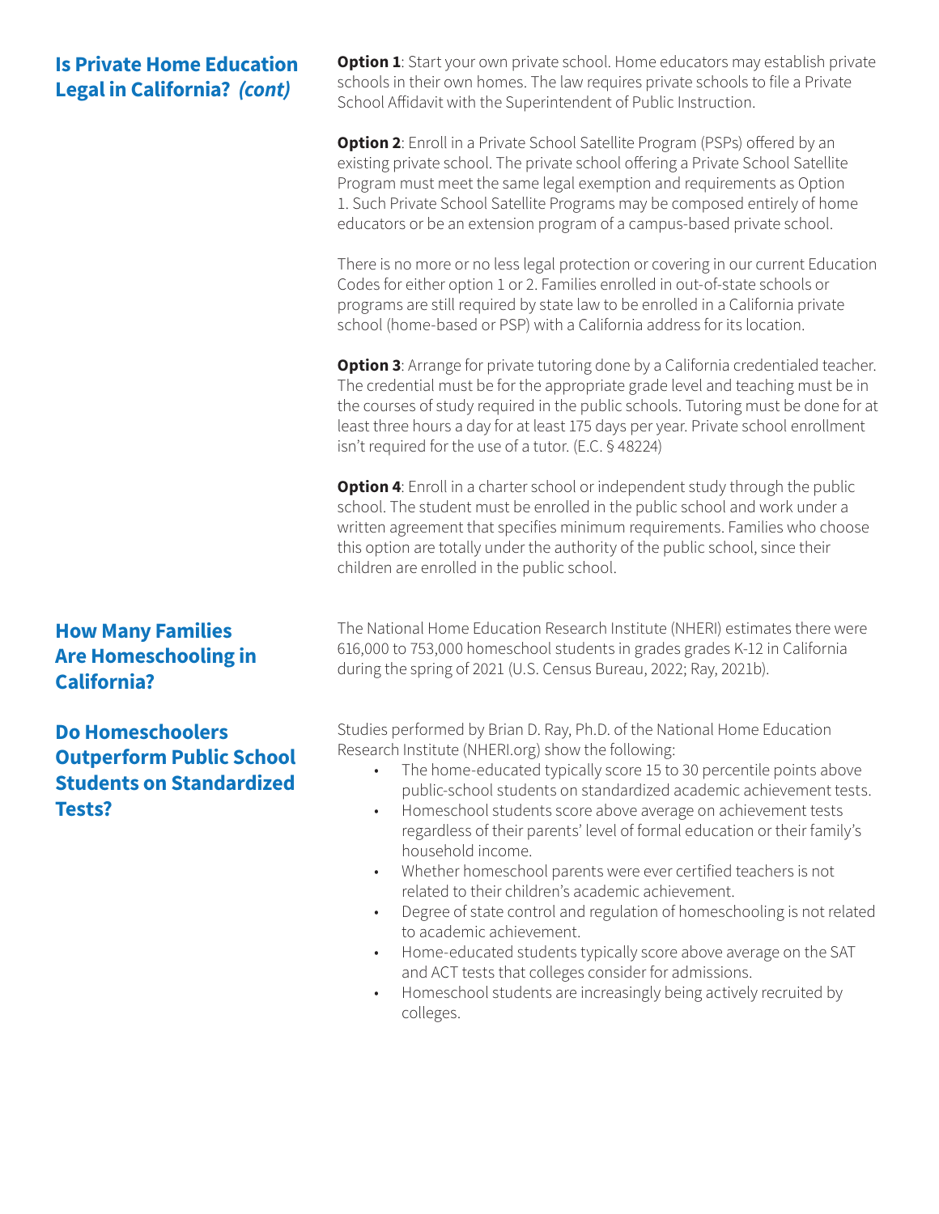## Is Private Home Education Legal in California? *(cont)*

**Option 1**: Start your own private school. Home educators may establish private schools in their own homes. The law requires private schools to file a Private School Affidavit with the Superintendent of Public Instruction.

**Option 2**: Enroll in a Private School Satellite Program (PSPs) offered by an existing private school. The private school offering a Private School Satellite Program must meet the same legal exemption and requirements as Option 1. Such Private School Satellite Programs may be composed entirely of home educators or be an extension program of a campus-based private school.

There is no more or no less legal protection or covering in our current Education Codes for either option 1 or 2. Families enrolled in out-of-state schools or programs are still required by state law to be enrolled in a California private school (home-based or PSP) with a California address for its location.

**Option 3**: Arrange for private tutoring done by a California credentialed teacher. The credential must be for the appropriate grade level and teaching must be in the courses of study required in the public schools. Tutoring must be done for at least three hours a day for at least 175 days per year. Private school enrollment isn't required for the use of a tutor. (E.C. § 48224)

**Option 4**: Enroll in a charter school or independent study through the public school. The student must be enrolled in the public school and work under a written agreement that specifies minimum requirements. Families who choose this option are totally under the authority of the public school, since their children are enrolled in the public school.

## How Many Families Are Homeschooling in California?

The National Home Education Research Institute (NHERI) estimates there were 616,000 to 753,000 homeschool students in grades grades K-12 in California during the spring of 2021 (U.S. Census Bureau, 2022; Ray, 2021b).

## Do Homeschoolers Outperform Public School Students on Standardized Tests?

Studies performed by Brian D. Ray, Ph.D. of the National Home Education Research Institute (NHERI.org) show the following:

- The home-educated typically score 15 to 30 percentile points above public-school students on standardized academic achievement tests.
- Homeschool students score above average on achievement tests regardless of their parents' level of formal education or their family's household income.
- Whether homeschool parents were ever certified teachers is not related to their children's academic achievement.
- Degree of state control and regulation of homeschooling is not related to academic achievement.
- Home-educated students typically score above average on the SAT and ACT tests that colleges consider for admissions.
- Homeschool students are increasingly being actively recruited by colleges.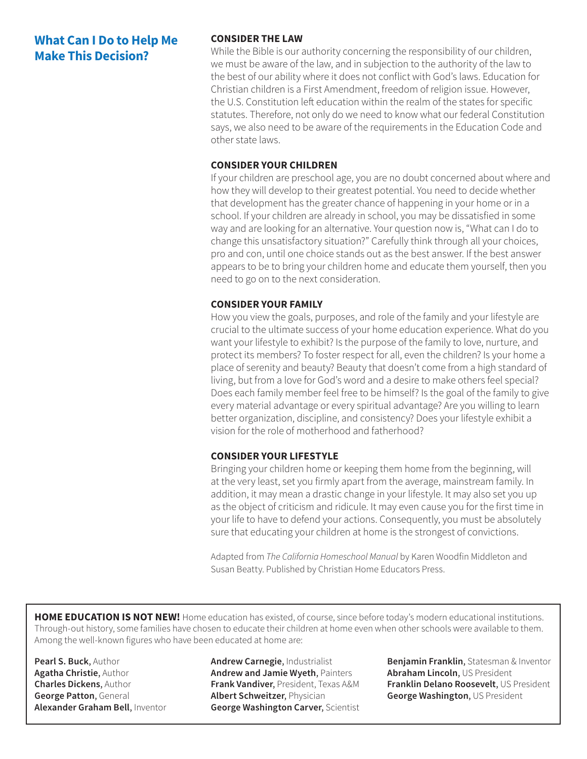## What Can I Do to Help Me Make This Decision?

### CONSIDER THE LAW

While the Bible is our authority concerning the responsibility of our children, we must be aware of the law, and in subjection to the authority of the law to the best of our ability where it does not conflict with God's laws. Education for Christian children is a First Amendment, freedom of religion issue. However, the U.S. Constitution left education within the realm of the states for specific statutes. Therefore, not only do we need to know what our federal Constitution says, we also need to be aware of the requirements in the Education Code and other state laws.

### CONSIDER YOUR CHILDREN

If your children are preschool age, you are no doubt concerned about where and how they will develop to their greatest potential. You need to decide whether that development has the greater chance of happening in your home or in a school. If your children are already in school, you may be dissatisfied in some way and are looking for an alternative. Your question now is, "What can I do to change this unsatisfactory situation?" Carefully think through all your choices, pro and con, until one choice stands out as the best answer. If the best answer appears to be to bring your children home and educate them yourself, then you need to go on to the next consideration.

### CONSIDER YOUR FAMILY

How you view the goals, purposes, and role of the family and your lifestyle are crucial to the ultimate success of your home education experience. What do you want your lifestyle to exhibit? Is the purpose of the family to love, nurture, and protect its members? To foster respect for all, even the children? Is your home a place of serenity and beauty? Beauty that doesn't come from a high standard of living, but from a love for God's word and a desire to make others feel special? Does each family member feel free to be himself? Is the goal of the family to give every material advantage or every spiritual advantage? Are you willing to learn better organization, discipline, and consistency? Does your lifestyle exhibit a vision for the role of motherhood and fatherhood?

### CONSIDER YOUR LIFESTYLE

Bringing your children home or keeping them home from the beginning, will at the very least, set you firmly apart from the average, mainstream family. In addition, it may mean a drastic change in your lifestyle. It may also set you up as the object of criticism and ridicule. It may even cause you for the first time in your life to have to defend your actions. Consequently, you must be absolutely sure that educating your children at home is the strongest of convictions.

Adapted from *The California Homeschool Manual* by Karen Woodfin Middleton and Susan Beatty. Published by Christian Home Educators Press.

**HOME EDUCATION IS NOT NEW!** Home education has existed, of course, since before today's modern educational institutions. Through-out history, some families have chosen to educate their children at home even when other schools were available to them. Among the well-known figures who have been educated at home are:

- **Pearl S. Buck**, Author
- **Agatha Christie**, Author
- **Charles Dickens**, Author
- **George Patton**, General
- **Alexander Graham Bell**, Inventor
- **Andrew Carnegie**, Industrialist
- **Andrew and Jamie Wyeth**, Painters
- **Frank Vandiver**, President, Texas A&M
- **Albert Schweitzer**, Physician
- **George Washington Carver**, Scientist
- **Benjamin Franklin**, Statesman & Inventor
- **Abraham Lincoln**, US President
- **Franklin Delano Roosevelt**, US President
- **George Washington**, US President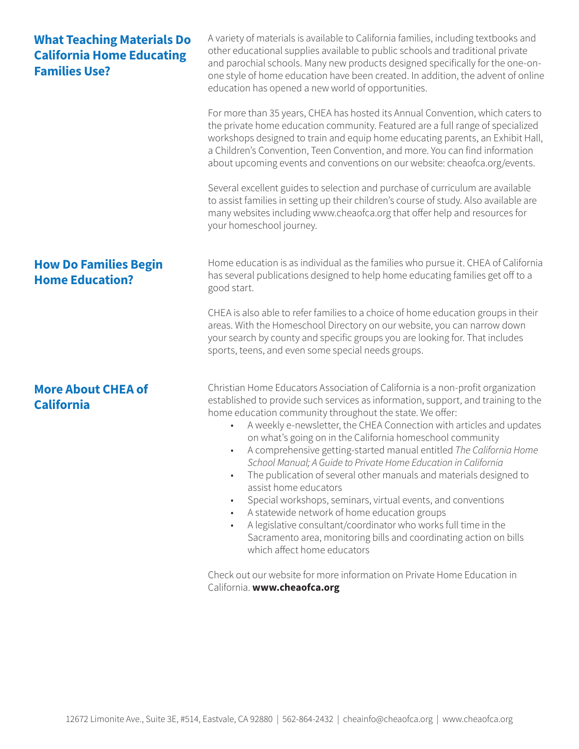## What Teaching Materials Do California Home Educating Families Use?

A variety of materials is available to California families, including textbooks and other educational supplies available to public schools and traditional private and parochial schools. Many new products designed specifically for the one-on-one style of home education have been created. In addition, the advent of online education has opened a new world of opportunities.

For more than 35 years, CHEA has hosted its Annual Convention, which caters to the private home education community. Featured are a full range of specialized workshops designed to train and equip home educating parents, an Exhibit Hall, a Children's Convention, Teen Convention, and more. You can find information about upcoming events and conventions on our website: cheaofca.org/events.

Several excellent guides to selection and purchase of curriculum are available to assist families in setting up their children's course of study. Also available are many websites including www.cheaofca.org that offer help and resources for your homeschool journey.

## How Do Families Begin Home Education?

Home education is as individual as the families who pursue it. CHEA of California has several publications designed to help home educating families get off to a good start.

CHEA is also able to refer families to a choice of home education groups in their areas. With the Homeschool Directory on our website, you can narrow down your search by county and specific groups you are looking for. That includes sports, teens, and even some special needs groups.

## More About CHEA of California

Christian Home Educators Association of California is a non-profit organization established to provide such services as information, support, and training to the home education community throughout the state. We offer:

- A weekly e-newsletter, the CHEA Connection with articles and updates on what's going on in the California homeschool community
- A comprehensive getting-started manual entitled *The California Home School Manual; A Guide to Private Home Education in California*
- The publication of several other manuals and materials designed to assist home educators
- Special workshops, seminars, virtual events, and conventions
- A statewide network of home education groups
- A legislative consultant/coordinator who works full time in the Sacramento area, monitoring bills and coordinating action on bills which affect home educators

Check out our website for more information on Private Home Education in California. **www.cheaofca.org**

12672 Limonite Ave., Suite 3E, #514, Eastvale, CA 92880 | 562-864-2432 | cheainfo@cheaofca.org | www.cheaofca.org